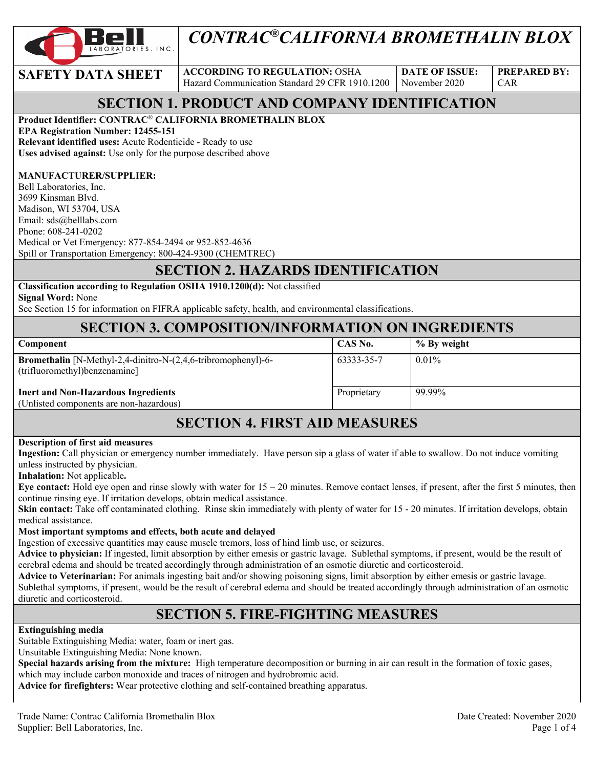# CONTRAC® CALIFORNIA BROMETHALIN BLOX

| SAFETY DATA SHEET | ACCORDING TO REGULATION: OSHA Hazard Communication Standard 29 CFR 1910.1200 | DATE OF ISSUE: November 2020 | PREPARED BY: CAR |
|---|---|---|---|

## SECTION 1. PRODUCT AND COMPANY IDENTIFICATION

**Product Identifier: CONTRAC® CALIFORNIA BROMETHALIN BLOX**
**EPA Registration Number: 12455-151**
**Relevant identified uses:** Acute Rodenticide - Ready to use
**Uses advised against:** Use only for the purpose described above

**MANUFACTURER/SUPPLIER:**
Bell Laboratories, Inc.
3699 Kinsman Blvd.
Madison, WI 53704, USA
Email: sds@belllabs.com
Phone: 608-241-0202
Medical or Vet Emergency: 877-854-2494 or 952-852-4636
Spill or Transportation Emergency: 800-424-9300 (CHEMTREC)

## SECTION 2. HAZARDS IDENTIFICATION

**Classification according to Regulation OSHA 1910.1200(d):** Not classified
**Signal Word:** None
See Section 15 for information on FIFRA applicable safety, health, and environmental classifications.

## SECTION 3. COMPOSITION/INFORMATION ON INGREDIENTS

| Component | CAS No. | % By weight |
|---|---|---|
| **Bromethalin** [N-Methyl-2,4-dinitro-N-(2,4,6-tribromophenyl)-6-(trifluoromethyl)benzenamine] | 63333-35-7 | 0.01% |
| **Inert and Non-Hazardous Ingredients** (Unlisted components are non-hazardous) | Proprietary | 99.99% |

## SECTION 4. FIRST AID MEASURES

**Description of first aid measures**
**Ingestion:** Call physician or emergency number immediately. Have person sip a glass of water if able to swallow. Do not induce vomiting unless instructed by physician.
**Inhalation:** Not applicable**.**
**Eye contact:** Hold eye open and rinse slowly with water for 15 – 20 minutes. Remove contact lenses, if present, after the first 5 minutes, then continue rinsing eye. If irritation develops, obtain medical assistance.
**Skin contact:** Take off contaminated clothing. Rinse skin immediately with plenty of water for 15 - 20 minutes. If irritation develops, obtain medical assistance.
**Most important symptoms and effects, both acute and delayed**
Ingestion of excessive quantities may cause muscle tremors, loss of hind limb use, or seizures.
**Advice to physician:** If ingested, limit absorption by either emesis or gastric lavage. Sublethal symptoms, if present, would be the result of cerebral edema and should be treated accordingly through administration of an osmotic diuretic and corticosteroid.
**Advice to Veterinarian:** For animals ingesting bait and/or showing poisoning signs, limit absorption by either emesis or gastric lavage. Sublethal symptoms, if present, would be the result of cerebral edema and should be treated accordingly through administration of an osmotic diuretic and corticosteroid.

## SECTION 5. FIRE-FIGHTING MEASURES

**Extinguishing media**
Suitable Extinguishing Media: water, foam or inert gas.
Unsuitable Extinguishing Media: None known.
**Special hazards arising from the mixture:** High temperature decomposition or burning in air can result in the formation of toxic gases, which may include carbon monoxide and traces of nitrogen and hydrobromic acid.
**Advice for firefighters:** Wear protective clothing and self-contained breathing apparatus.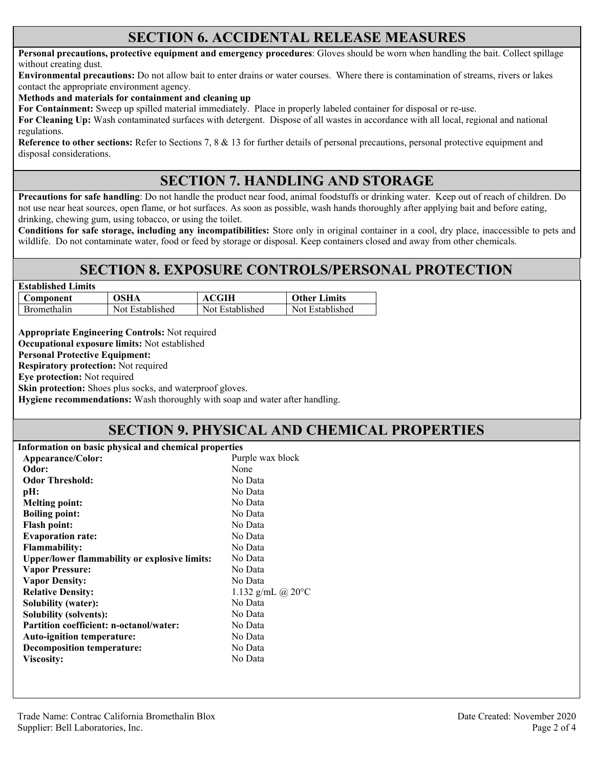## SECTION 6. ACCIDENTAL RELEASE MEASURES

**Personal precautions, protective equipment and emergency procedures**: Gloves should be worn when handling the bait. Collect spillage without creating dust.

**Environmental precautions:** Do not allow bait to enter drains or water courses. Where there is contamination of streams, rivers or lakes contact the appropriate environment agency.

**Methods and materials for containment and cleaning up**

**For Containment:** Sweep up spilled material immediately. Place in properly labeled container for disposal or re-use.

**For Cleaning Up:** Wash contaminated surfaces with detergent. Dispose of all wastes in accordance with all local, regional and national regulations.

**Reference to other sections:** Refer to Sections 7, 8 & 13 for further details of personal precautions, personal protective equipment and disposal considerations.

## SECTION 7. HANDLING AND STORAGE

**Precautions for safe handling**: Do not handle the product near food, animal foodstuffs or drinking water. Keep out of reach of children. Do not use near heat sources, open flame, or hot surfaces. As soon as possible, wash hands thoroughly after applying bait and before eating, drinking, chewing gum, using tobacco, or using the toilet.

**Conditions for safe storage, including any incompatibilities:** Store only in original container in a cool, dry place, inaccessible to pets and wildlife. Do not contaminate water, food or feed by storage or disposal. Keep containers closed and away from other chemicals.

## SECTION 8. EXPOSURE CONTROLS/PERSONAL PROTECTION

**Established Limits**

| Component | OSHA | ACGIH | Other Limits |
|---|---|---|---|
| Bromethalin | Not Established | Not Established | Not Established |

**Appropriate Engineering Controls:** Not required

**Occupational exposure limits:** Not established

**Personal Protective Equipment:**

**Respiratory protection:** Not required

**Eye protection:** Not required

**Skin protection:** Shoes plus socks, and waterproof gloves.

**Hygiene recommendations:** Wash thoroughly with soap and water after handling.

## SECTION 9. PHYSICAL AND CHEMICAL PROPERTIES

**Information on basic physical and chemical properties**

| | |
|---|---|
| **Appearance/Color:** | Purple wax block |
| **Odor:** | None |
| **Odor Threshold:** | No Data |
| **pH:** | No Data |
| **Melting point:** | No Data |
| **Boiling point:** | No Data |
| **Flash point:** | No Data |
| **Evaporation rate:** | No Data |
| **Flammability:** | No Data |
| **Upper/lower flammability or explosive limits:** | No Data |
| **Vapor Pressure:** | No Data |
| **Vapor Density:** | No Data |
| **Relative Density:** | 1.132 g/mL @ 20°C |
| **Solubility (water):** | No Data |
| **Solubility (solvents):** | No Data |
| **Partition coefficient: n-octanol/water:** | No Data |
| **Auto-ignition temperature:** | No Data |
| **Decomposition temperature:** | No Data |
| **Viscosity:** | No Data |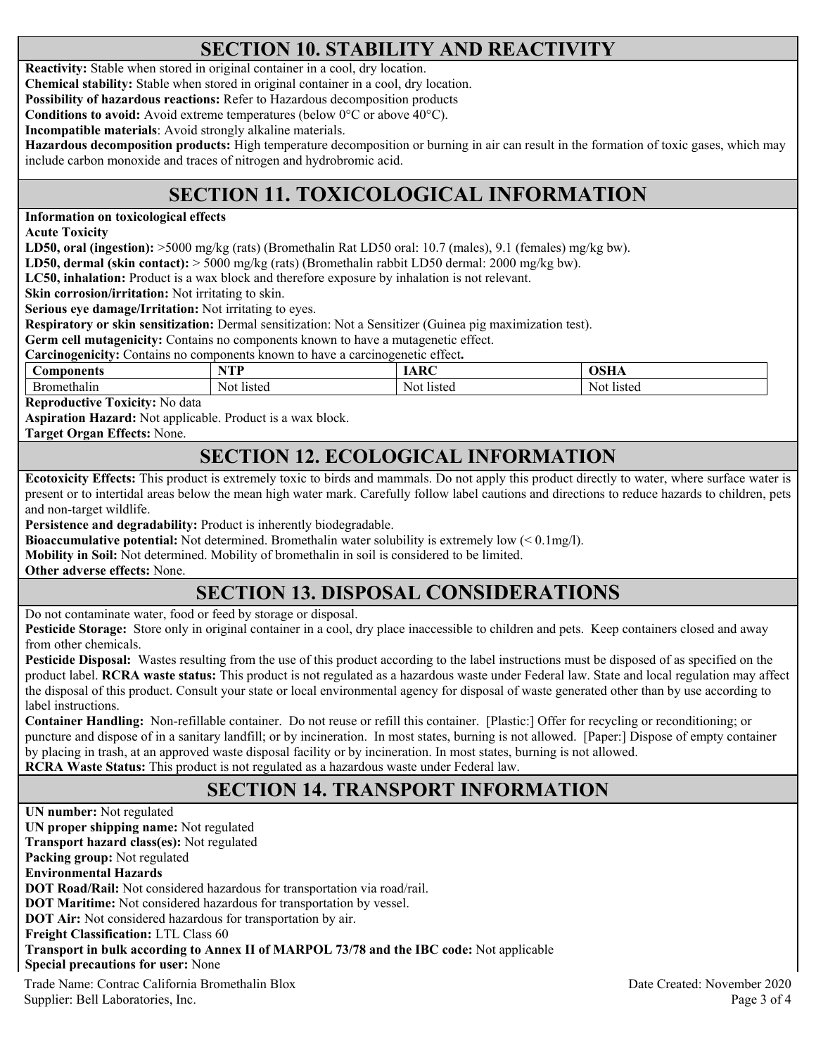## SECTION 10. STABILITY AND REACTIVITY

**Reactivity:** Stable when stored in original container in a cool, dry location.
**Chemical stability:** Stable when stored in original container in a cool, dry location.
**Possibility of hazardous reactions:** Refer to Hazardous decomposition products
**Conditions to avoid:** Avoid extreme temperatures (below 0°C or above 40°C).
**Incompatible materials**: Avoid strongly alkaline materials.
**Hazardous decomposition products:** High temperature decomposition or burning in air can result in the formation of toxic gases, which may include carbon monoxide and traces of nitrogen and hydrobromic acid.

## SECTION 11. TOXICOLOGICAL INFORMATION

**Information on toxicological effects**
**Acute Toxicity**
**LD50, oral (ingestion):** >5000 mg/kg (rats) (Bromethalin Rat LD50 oral: 10.7 (males), 9.1 (females) mg/kg bw).
**LD50, dermal (skin contact):** > 5000 mg/kg (rats) (Bromethalin rabbit LD50 dermal: 2000 mg/kg bw).
**LC50, inhalation:** Product is a wax block and therefore exposure by inhalation is not relevant.
**Skin corrosion/irritation:** Not irritating to skin.
**Serious eye damage/Irritation:** Not irritating to eyes.
**Respiratory or skin sensitization:** Dermal sensitization: Not a Sensitizer (Guinea pig maximization test).
**Germ cell mutagenicity:** Contains no components known to have a mutagenetic effect.
**Carcinogenicity:** Contains no components known to have a carcinogenetic effect**.**

| Components | NTP | IARC | OSHA |
|---|---|---|---|
| Bromethalin | Not listed | Not listed | Not listed |

**Reproductive Toxicity:** No data
**Aspiration Hazard:** Not applicable. Product is a wax block.
**Target Organ Effects:** None.

## SECTION 12. ECOLOGICAL INFORMATION

**Ecotoxicity Effects:** This product is extremely toxic to birds and mammals. Do not apply this product directly to water, where surface water is present or to intertidal areas below the mean high water mark. Carefully follow label cautions and directions to reduce hazards to children, pets and non-target wildlife.
**Persistence and degradability:** Product is inherently biodegradable.
**Bioaccumulative potential:** Not determined. Bromethalin water solubility is extremely low (< 0.1mg/l).
**Mobility in Soil:** Not determined. Mobility of bromethalin in soil is considered to be limited.
**Other adverse effects:** None.

## SECTION 13. DISPOSAL CONSIDERATIONS

Do not contaminate water, food or feed by storage or disposal.
**Pesticide Storage:** Store only in original container in a cool, dry place inaccessible to children and pets. Keep containers closed and away from other chemicals.
**Pesticide Disposal:** Wastes resulting from the use of this product according to the label instructions must be disposed of as specified on the product label. **RCRA waste status:** This product is not regulated as a hazardous waste under Federal law. State and local regulation may affect the disposal of this product. Consult your state or local environmental agency for disposal of waste generated other than by use according to label instructions.
**Container Handling:** Non-refillable container. Do not reuse or refill this container. [Plastic:] Offer for recycling or reconditioning; or puncture and dispose of in a sanitary landfill; or by incineration. In most states, burning is not allowed. [Paper:] Dispose of empty container by placing in trash, at an approved waste disposal facility or by incineration. In most states, burning is not allowed.
**RCRA Waste Status:** This product is not regulated as a hazardous waste under Federal law.

## SECTION 14. TRANSPORT INFORMATION

**UN number:** Not regulated
**UN proper shipping name:** Not regulated
**Transport hazard class(es):** Not regulated
**Packing group:** Not regulated
**Environmental Hazards**
**DOT Road/Rail:** Not considered hazardous for transportation via road/rail.
**DOT Maritime:** Not considered hazardous for transportation by vessel.
**DOT Air:** Not considered hazardous for transportation by air.
**Freight Classification:** LTL Class 60
**Transport in bulk according to Annex II of MARPOL 73/78 and the IBC code:** Not applicable
**Special precautions for user:** None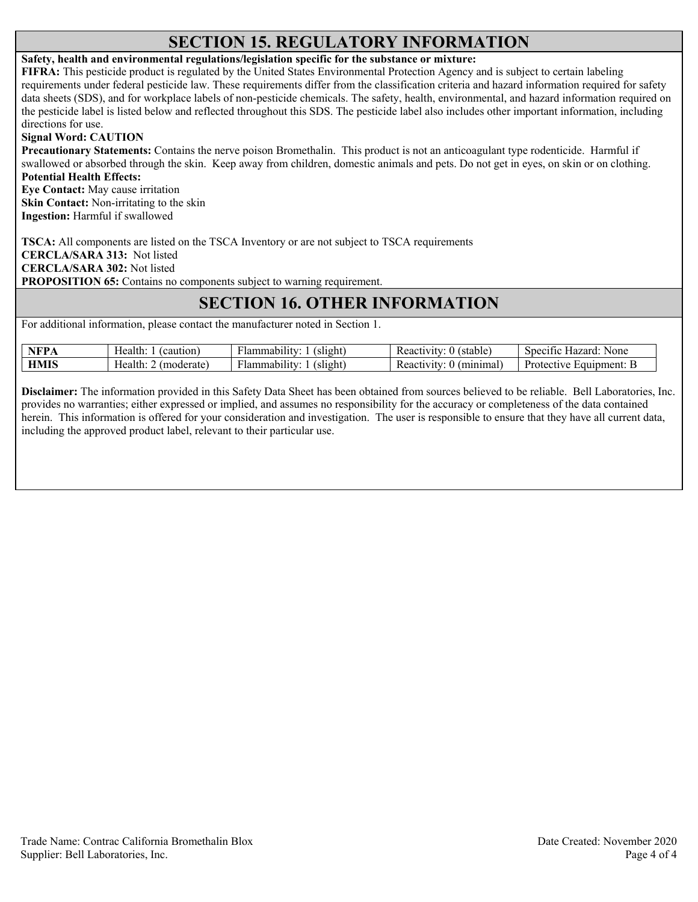## SECTION 15. REGULATORY INFORMATION

**Safety, health and environmental regulations/legislation specific for the substance or mixture:**

**FIFRA:** This pesticide product is regulated by the United States Environmental Protection Agency and is subject to certain labeling requirements under federal pesticide law. These requirements differ from the classification criteria and hazard information required for safety data sheets (SDS), and for workplace labels of non-pesticide chemicals. The safety, health, environmental, and hazard information required on the pesticide label is listed below and reflected throughout this SDS. The pesticide label also includes other important information, including directions for use.

**Signal Word: CAUTION**

**Precautionary Statements:** Contains the nerve poison Bromethalin. This product is not an anticoagulant type rodenticide. Harmful if swallowed or absorbed through the skin. Keep away from children, domestic animals and pets. Do not get in eyes, on skin or on clothing.

**Potential Health Effects:**

**Eye Contact:** May cause irritation

**Skin Contact:** Non-irritating to the skin

**Ingestion:** Harmful if swallowed

**TSCA:** All components are listed on the TSCA Inventory or are not subject to TSCA requirements

**CERCLA/SARA 313:** Not listed

**CERCLA/SARA 302:** Not listed

**PROPOSITION 65:** Contains no components subject to warning requirement.

## SECTION 16. OTHER INFORMATION

For additional information, please contact the manufacturer noted in Section 1.

| | | | | |
|---|---|---|---|---|
| **NFPA** | Health: 1 (caution) | Flammability: 1 (slight) | Reactivity: 0 (stable) | Specific Hazard: None |
| **HMIS** | Health: 2 (moderate) | Flammability: 1 (slight) | Reactivity: 0 (minimal) | Protective Equipment: B |

**Disclaimer:** The information provided in this Safety Data Sheet has been obtained from sources believed to be reliable. Bell Laboratories, Inc. provides no warranties; either expressed or implied, and assumes no responsibility for the accuracy or completeness of the data contained herein. This information is offered for your consideration and investigation. The user is responsible to ensure that they have all current data, including the approved product label, relevant to their particular use.